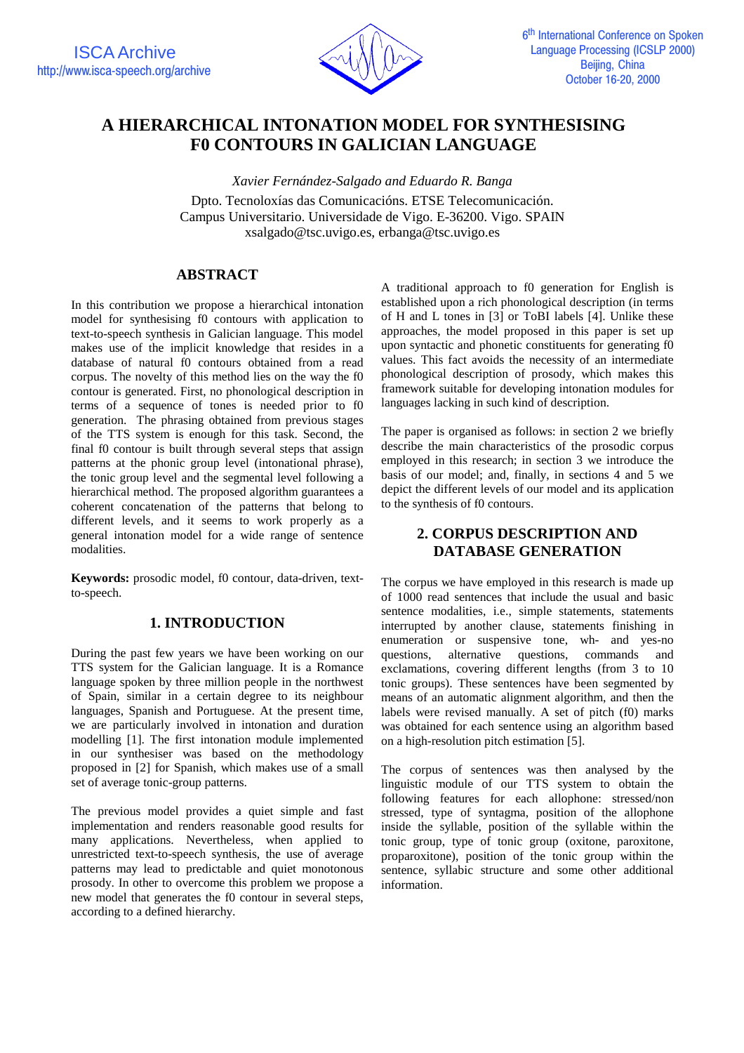# A HIERARCHICAL INTONATION MODEL FOR SYNTHESISING F0 CONTOURS IN GALICIAN LANGUAGE

*Xavier Fernández-Salgado and Eduardo R. Banga*

Dpto. Tecnoloxías das Comunicacións. ETSE Telecomunicación.
Campus Universitario. Universidade de Vigo. E-36200. Vigo. SPAIN
xsalgado@tsc.uvigo.es, erbanga@tsc.uvigo.es

## ABSTRACT

In this contribution we propose a hierarchical intonation model for synthesising f0 contours with application to text-to-speech synthesis in Galician language. This model makes use of the implicit knowledge that resides in a database of natural f0 contours obtained from a read corpus. The novelty of this method lies on the way the f0 contour is generated. First, no phonological description in terms of a sequence of tones is needed prior to f0 generation. The phrasing obtained from previous stages of the TTS system is enough for this task. Second, the final f0 contour is built through several steps that assign patterns at the phonic group level (intonational phrase), the tonic group level and the segmental level following a hierarchical method. The proposed algorithm guarantees a coherent concatenation of the patterns that belong to different levels, and it seems to work properly as a general intonation model for a wide range of sentence modalities.

**Keywords:** prosodic model, f0 contour, data-driven, text-to-speech.

## 1. INTRODUCTION

During the past few years we have been working on our TTS system for the Galician language. It is a Romance language spoken by three million people in the northwest of Spain, similar in a certain degree to its neighbour languages, Spanish and Portuguese. At the present time, we are particularly involved in intonation and duration modelling [1]. The first intonation module implemented in our synthesiser was based on the methodology proposed in [2] for Spanish, which makes use of a small set of average tonic-group patterns.

The previous model provides a quiet simple and fast implementation and renders reasonable good results for many applications. Nevertheless, when applied to unrestricted text-to-speech synthesis, the use of average patterns may lead to predictable and quiet monotonous prosody. In other to overcome this problem we propose a new model that generates the f0 contour in several steps, according to a defined hierarchy.

A traditional approach to f0 generation for English is established upon a rich phonological description (in terms of H and L tones in [3] or ToBI labels [4]. Unlike these approaches, the model proposed in this paper is set up upon syntactic and phonetic constituents for generating f0 values. This fact avoids the necessity of an intermediate phonological description of prosody, which makes this framework suitable for developing intonation modules for languages lacking in such kind of description.

The paper is organised as follows: in section 2 we briefly describe the main characteristics of the prosodic corpus employed in this research; in section 3 we introduce the basis of our model; and, finally, in sections 4 and 5 we depict the different levels of our model and its application to the synthesis of f0 contours.

## 2. CORPUS DESCRIPTION AND DATABASE GENERATION

The corpus we have employed in this research is made up of 1000 read sentences that include the usual and basic sentence modalities, i.e., simple statements, statements interrupted by another clause, statements finishing in enumeration or suspensive tone, wh- and yes-no questions, alternative questions, commands and exclamations, covering different lengths (from 3 to 10 tonic groups). These sentences have been segmented by means of an automatic alignment algorithm, and then the labels were revised manually. A set of pitch (f0) marks was obtained for each sentence using an algorithm based on a high-resolution pitch estimation [5].

The corpus of sentences was then analysed by the linguistic module of our TTS system to obtain the following features for each allophone: stressed/non stressed, type of syntagma, position of the allophone inside the syllable, position of the syllable within the tonic group, type of tonic group (oxitone, paroxitone, proparoxitone), position of the tonic group within the sentence, syllabic structure and some other additional information.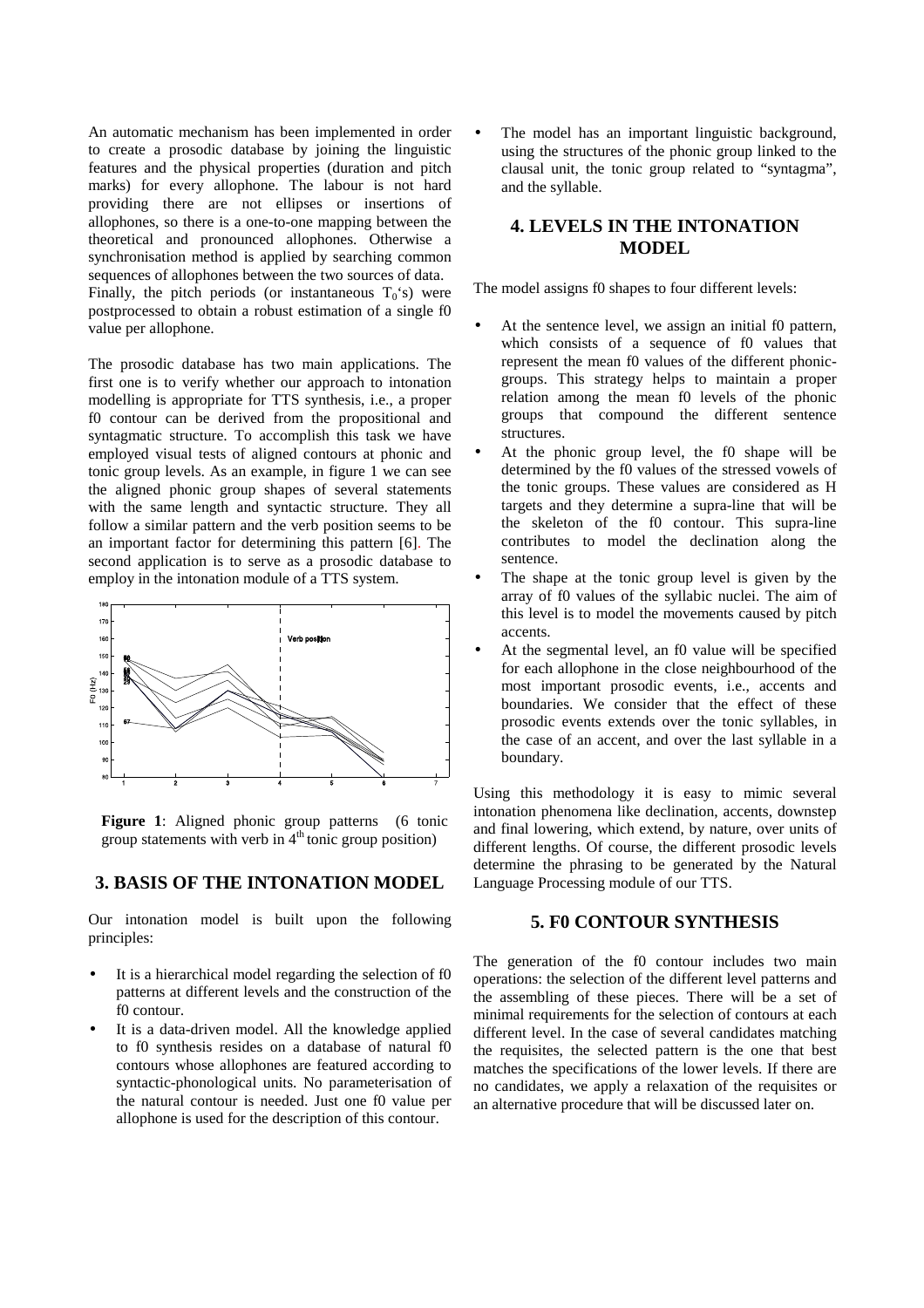An automatic mechanism has been implemented in order to create a prosodic database by joining the linguistic features and the physical properties (duration and pitch marks) for every allophone. The labour is not hard providing there are not ellipses or insertions of allophones, so there is a one-to-one mapping between the theoretical and pronounced allophones. Otherwise a synchronisation method is applied by searching common sequences of allophones between the two sources of data. Finally, the pitch periods (or instantaneous $T_0$'s) were postprocessed to obtain a robust estimation of a single f0 value per allophone.

The prosodic database has two main applications. The first one is to verify whether our approach to intonation modelling is appropriate for TTS synthesis, i.e., a proper f0 contour can be derived from the propositional and syntagmatic structure. To accomplish this task we have employed visual tests of aligned contours at phonic and tonic group levels. As an example, in figure 1 we can see the aligned phonic group shapes of several statements with the same length and syntactic structure. They all follow a similar pattern and the verb position seems to be an important factor for determining this pattern [6]. The second application is to serve as a prosodic database to employ in the intonation module of a TTS system.

**Figure 1**: Aligned phonic group patterns (6 tonic group statements with verb in $4^{th}$ tonic group position)

## 3. BASIS OF THE INTONATION MODEL

Our intonation model is built upon the following principles:

- It is a hierarchical model regarding the selection of f0 patterns at different levels and the construction of the f0 contour.
- It is a data-driven model. All the knowledge applied to f0 synthesis resides on a database of natural f0 contours whose allophones are featured according to syntactic-phonological units. No parameterisation of the natural contour is needed. Just one f0 value per allophone is used for the description of this contour.
- The model has an important linguistic background, using the structures of the phonic group linked to the clausal unit, the tonic group related to "syntagma", and the syllable.

## 4. LEVELS IN THE INTONATION MODEL

The model assigns f0 shapes to four different levels:

- At the sentence level, we assign an initial f0 pattern, which consists of a sequence of f0 values that represent the mean f0 values of the different phonic-groups. This strategy helps to maintain a proper relation among the mean f0 levels of the phonic groups that compound the different sentence structures.
- At the phonic group level, the f0 shape will be determined by the f0 values of the stressed vowels of the tonic groups. These values are considered as H targets and they determine a supra-line that will be the skeleton of the f0 contour. This supra-line contributes to model the declination along the sentence.
- The shape at the tonic group level is given by the array of f0 values of the syllabic nuclei. The aim of this level is to model the movements caused by pitch accents.
- At the segmental level, an f0 value will be specified for each allophone in the close neighbourhood of the most important prosodic events, i.e., accents and boundaries. We consider that the effect of these prosodic events extends over the tonic syllables, in the case of an accent, and over the last syllable in a boundary.

Using this methodology it is easy to mimic several intonation phenomena like declination, accents, downstep and final lowering, which extend, by nature, over units of different lengths. Of course, the different prosodic levels determine the phrasing to be generated by the Natural Language Processing module of our TTS.

## 5. F0 CONTOUR SYNTHESIS

The generation of the f0 contour includes two main operations: the selection of the different level patterns and the assembling of these pieces. There will be a set of minimal requirements for the selection of contours at each different level. In the case of several candidates matching the requisites, the selected pattern is the one that best matches the specifications of the lower levels. If there are no candidates, we apply a relaxation of the requisites or an alternative procedure that will be discussed later on.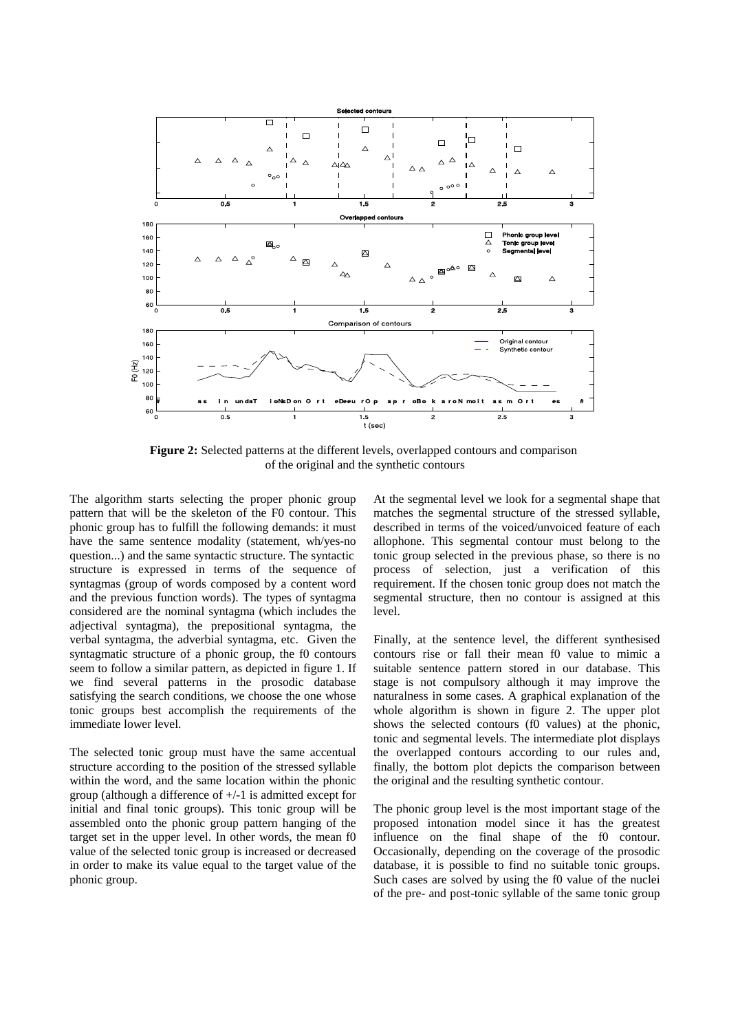**Figure 2:** Selected patterns at the different levels, overlapped contours and comparison of the original and the synthetic contours

The algorithm starts selecting the proper phonic group pattern that will be the skeleton of the F0 contour. This phonic group has to fulfill the following demands: it must have the same sentence modality (statement, wh/yes-no question...) and the same syntactic structure. The syntactic structure is expressed in terms of the sequence of syntagmas (group of words composed by a content word and the previous function words). The types of syntagma considered are the nominal syntagma (which includes the adjectival syntagma), the prepositional syntagma, the verbal syntagma, the adverbial syntagma, etc. Given the syntagmatic structure of a phonic group, the f0 contours seem to follow a similar pattern, as depicted in figure 1. If we find several patterns in the prosodic database satisfying the search conditions, we choose the one whose tonic groups best accomplish the requirements of the immediate lower level.

The selected tonic group must have the same accentual structure according to the position of the stressed syllable within the word, and the same location within the phonic group (although a difference of +/-1 is admitted except for initial and final tonic groups). This tonic group will be assembled onto the phonic group pattern hanging of the target set in the upper level. In other words, the mean f0 value of the selected tonic group is increased or decreased in order to make its value equal to the target value of the phonic group.

At the segmental level we look for a segmental shape that matches the segmental structure of the stressed syllable, described in terms of the voiced/unvoiced feature of each allophone. This segmental contour must belong to the tonic group selected in the previous phase, so there is no process of selection, just a verification of this requirement. If the chosen tonic group does not match the segmental structure, then no contour is assigned at this level.

Finally, at the sentence level, the different synthesised contours rise or fall their mean f0 value to mimic a suitable sentence pattern stored in our database. This stage is not compulsory although it may improve the naturalness in some cases. A graphical explanation of the whole algorithm is shown in figure 2. The upper plot shows the selected contours (f0 values) at the phonic, tonic and segmental levels. The intermediate plot displays the overlapped contours according to our rules and, finally, the bottom plot depicts the comparison between the original and the resulting synthetic contour.

The phonic group level is the most important stage of the proposed intonation model since it has the greatest influence on the final shape of the f0 contour. Occasionally, depending on the coverage of the prosodic database, it is possible to find no suitable tonic groups. Such cases are solved by using the f0 value of the nuclei of the pre- and post-tonic syllable of the same tonic group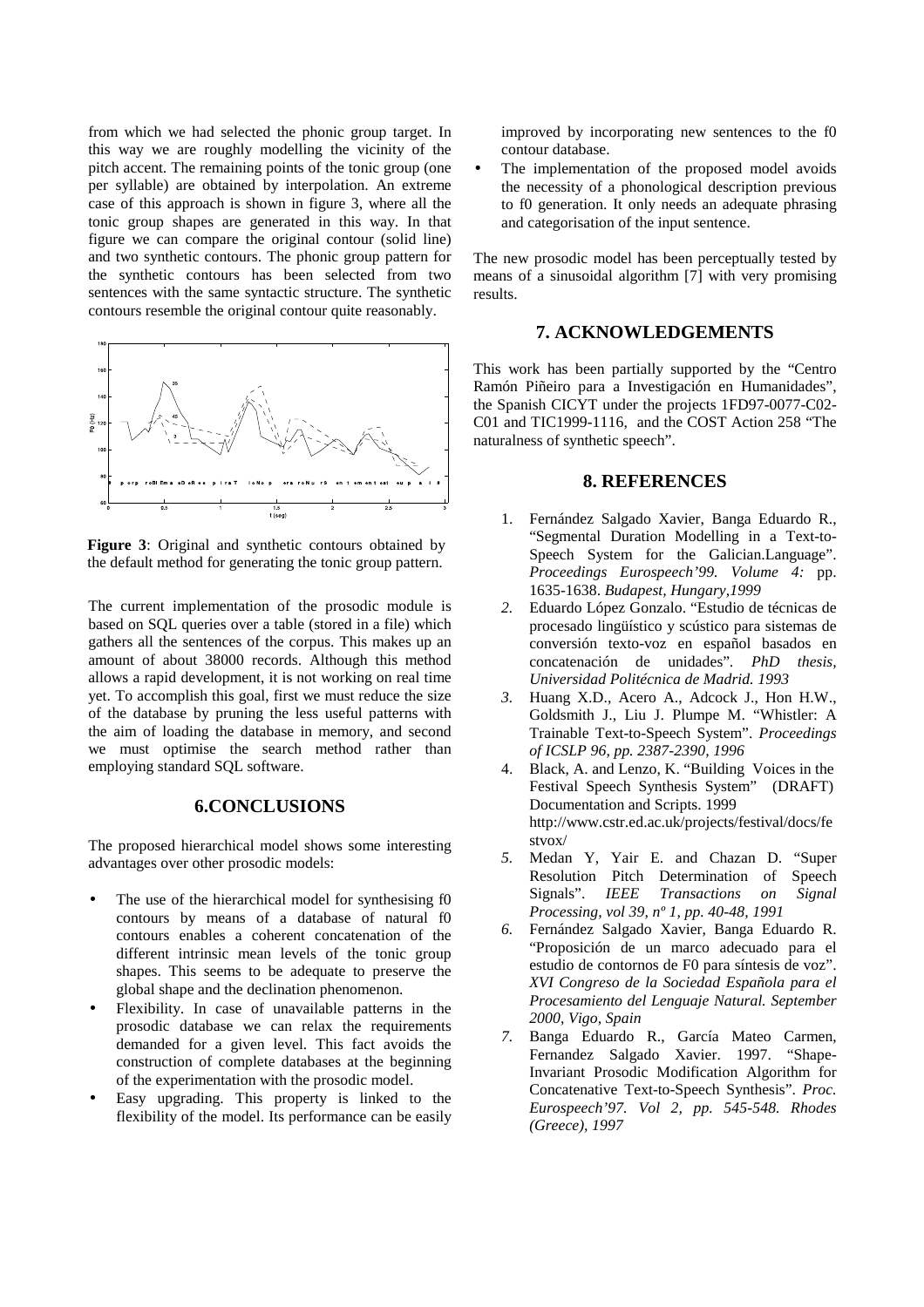from which we had selected the phonic group target. In this way we are roughly modelling the vicinity of the pitch accent. The remaining points of the tonic group (one per syllable) are obtained by interpolation. An extreme case of this approach is shown in figure 3, where all the tonic group shapes are generated in this way. In that figure we can compare the original contour (solid line) and two synthetic contours. The phonic group pattern for the synthetic contours has been selected from two sentences with the same syntactic structure. The synthetic contours resemble the original contour quite reasonably.

180
160
140
120
100
80
60
F0 (Hz)
0
0.5
1
1.5
2
2.5
3
t (seg)
25
45
3

**Figure 3**: Original and synthetic contours obtained by the default method for generating the tonic group pattern.

The current implementation of the prosodic module is based on SQL queries over a table (stored in a file) which gathers all the sentences of the corpus. This makes up an amount of about 38000 records. Although this method allows a rapid development, it is not working on real time yet. To accomplish this goal, first we must reduce the size of the database by pruning the less useful patterns with the aim of loading the database in memory, and second we must optimise the search method rather than employing standard SQL software.

## 6.CONCLUSIONS

The proposed hierarchical model shows some interesting advantages over other prosodic models:

- The use of the hierarchical model for synthesising f0 contours by means of a database of natural f0 contours enables a coherent concatenation of the different intrinsic mean levels of the tonic group shapes. This seems to be adequate to preserve the global shape and the declination phenomenon.
- Flexibility. In case of unavailable patterns in the prosodic database we can relax the requirements demanded for a given level. This fact avoids the construction of complete databases at the beginning of the experimentation with the prosodic model.
- Easy upgrading. This property is linked to the flexibility of the model. Its performance can be easily improved by incorporating new sentences to the f0 contour database.
- The implementation of the proposed model avoids the necessity of a phonological description previous to f0 generation. It only needs an adequate phrasing and categorisation of the input sentence.

The new prosodic model has been perceptually tested by means of a sinusoidal algorithm [7] with very promising results.

## 7. ACKNOWLEDGEMENTS

This work has been partially supported by the "Centro Ramón Piñeiro para a Investigación en Humanidades", the Spanish CICYT under the projects 1FD97-0077-C02-C01 and TIC1999-1116, and the COST Action 258 "The naturalness of synthetic speech".

## 8. REFERENCES

1. Fernández Salgado Xavier, Banga Eduardo R., "Segmental Duration Modelling in a Text-to-Speech System for the Galician.Language". *Proceedings Eurospeech'99. Volume 4:* pp. 1635-1638. *Budapest, Hungary,1999*
2. Eduardo López Gonzalo. "Estudio de técnicas de procesado lingüístico y scústico para sistemas de conversión texto-voz en español basados en concatenación de unidades". *PhD thesis, Universidad Politécnica de Madrid. 1993*
3. Huang X.D., Acero A., Adcock J., Hon H.W., Goldsmith J., Liu J. Plumpe M. "Whistler: A Trainable Text-to-Speech System". *Proceedings of ICSLP 96, pp. 2387-2390, 1996*
4. Black, A. and Lenzo, K. "Building Voices in the Festival Speech Synthesis System" (DRAFT) Documentation and Scripts. 1999 http://www.cstr.ed.ac.uk/projects/festival/docs/festvox/
5. Medan Y, Yair E. and Chazan D. "Super Resolution Pitch Determination of Speech Signals". *IEEE Transactions on Signal Processing, vol 39, nº 1, pp. 40-48, 1991*
6. Fernández Salgado Xavier, Banga Eduardo R. "Proposición de un marco adecuado para el estudio de contornos de F0 para síntesis de voz". *XVI Congreso de la Sociedad Española para el Procesamiento del Lenguaje Natural. September 2000, Vigo, Spain*
7. Banga Eduardo R., García Mateo Carmen, Fernandez Salgado Xavier. 1997. "Shape-Invariant Prosodic Modification Algorithm for Concatenative Text-to-Speech Synthesis". *Proc. Eurospeech'97. Vol 2, pp. 545-548. Rhodes (Greece), 1997*